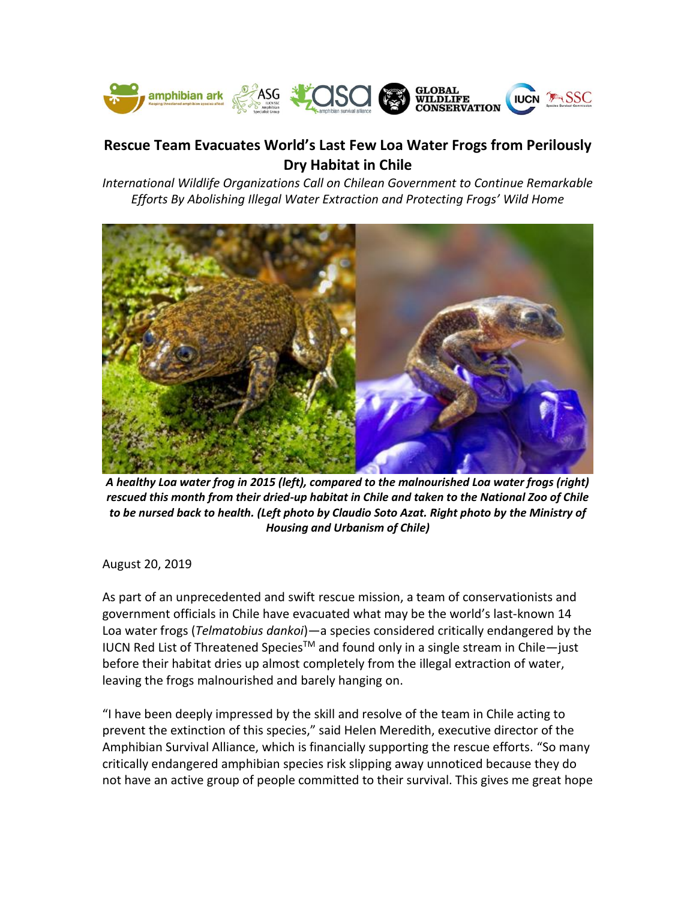# Rescue Team Evacuates World's Last Few Loa Water Frogs from Perilously Dry Habitat in Chile

*International Wildlife Organizations Call on Chilean Government to Continue Remarkable Efforts By Abolishing Illegal Water Extraction and Protecting Frogs' Wild Home*

***A healthy Loa water frog in 2015 (left), compared to the malnourished Loa water frogs (right) rescued this month from their dried-up habitat in Chile and taken to the National Zoo of Chile to be nursed back to health. (Left photo by Claudio Soto Azat. Right photo by the Ministry of Housing and Urbanism of Chile)***

August 20, 2019

As part of an unprecedented and swift rescue mission, a team of conservationists and government officials in Chile have evacuated what may be the world's last-known 14 Loa water frogs (*Telmatobius dankoi*)—a species considered critically endangered by the IUCN Red List of Threatened Species™ and found only in a single stream in Chile—just before their habitat dries up almost completely from the illegal extraction of water, leaving the frogs malnourished and barely hanging on.

"I have been deeply impressed by the skill and resolve of the team in Chile acting to prevent the extinction of this species," said Helen Meredith, executive director of the Amphibian Survival Alliance, which is financially supporting the rescue efforts. "So many critically endangered amphibian species risk slipping away unnoticed because they do not have an active group of people committed to their survival. This gives me great hope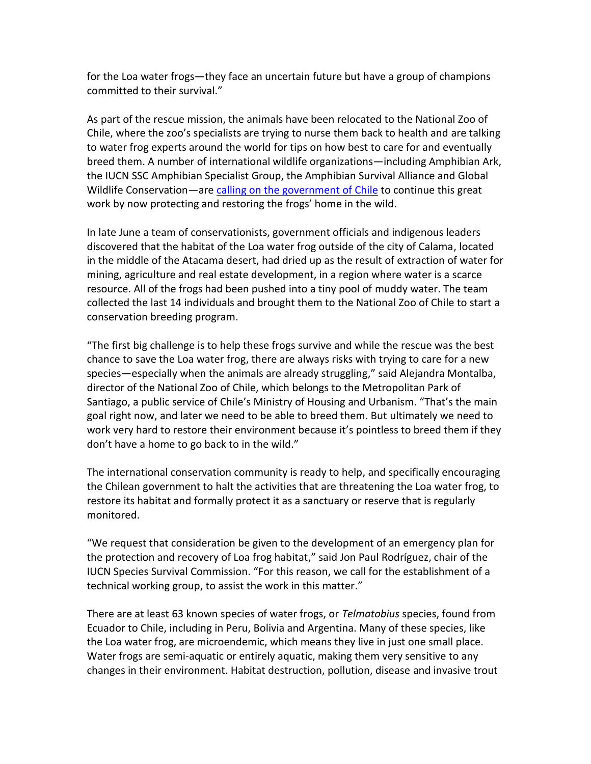for the Loa water frogs—they face an uncertain future but have a group of champions committed to their survival."

As part of the rescue mission, the animals have been relocated to the National Zoo of Chile, where the zoo's specialists are trying to nurse them back to health and are talking to water frog experts around the world for tips on how best to care for and eventually breed them. A number of international wildlife organizations—including Amphibian Ark, the IUCN SSC Amphibian Specialist Group, the Amphibian Survival Alliance and Global Wildlife Conservation—are calling on the government of Chile to continue this great work by now protecting and restoring the frogs' home in the wild.

In late June a team of conservationists, government officials and indigenous leaders discovered that the habitat of the Loa water frog outside of the city of Calama, located in the middle of the Atacama desert, had dried up as the result of extraction of water for mining, agriculture and real estate development, in a region where water is a scarce resource. All of the frogs had been pushed into a tiny pool of muddy water. The team collected the last 14 individuals and brought them to the National Zoo of Chile to start a conservation breeding program.

"The first big challenge is to help these frogs survive and while the rescue was the best chance to save the Loa water frog, there are always risks with trying to care for a new species—especially when the animals are already struggling," said Alejandra Montalba, director of the National Zoo of Chile, which belongs to the Metropolitan Park of Santiago, a public service of Chile's Ministry of Housing and Urbanism. "That's the main goal right now, and later we need to be able to breed them. But ultimately we need to work very hard to restore their environment because it's pointless to breed them if they don't have a home to go back to in the wild."

The international conservation community is ready to help, and specifically encouraging the Chilean government to halt the activities that are threatening the Loa water frog, to restore its habitat and formally protect it as a sanctuary or reserve that is regularly monitored.

"We request that consideration be given to the development of an emergency plan for the protection and recovery of Loa frog habitat," said Jon Paul Rodríguez, chair of the IUCN Species Survival Commission. "For this reason, we call for the establishment of a technical working group, to assist the work in this matter."

There are at least 63 known species of water frogs, or *Telmatobius* species, found from Ecuador to Chile, including in Peru, Bolivia and Argentina. Many of these species, like the Loa water frog, are microendemic, which means they live in just one small place. Water frogs are semi-aquatic or entirely aquatic, making them very sensitive to any changes in their environment. Habitat destruction, pollution, disease and invasive trout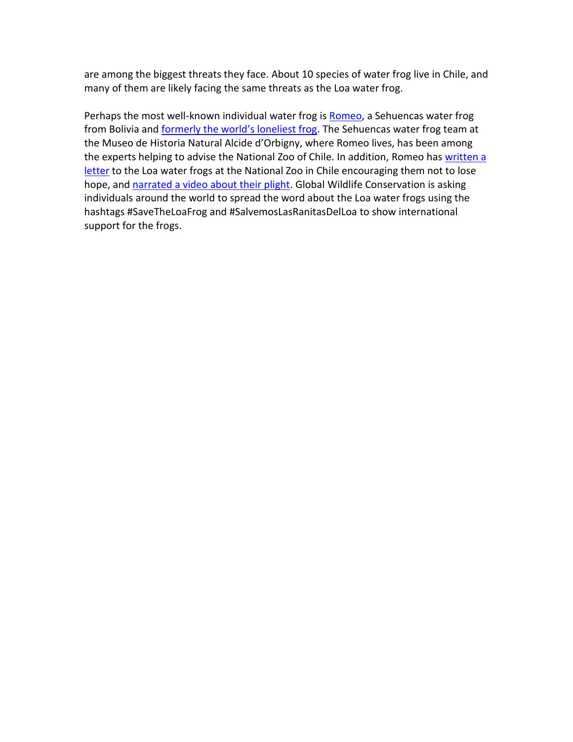are among the biggest threats they face. About 10 species of water frog live in Chile, and many of them are likely facing the same threats as the Loa water frog.

Perhaps the most well-known individual water frog is Romeo, a Sehuencas water frog from Bolivia and formerly the world's loneliest frog. The Sehuencas water frog team at the Museo de Historia Natural Alcide d'Orbigny, where Romeo lives, has been among the experts helping to advise the National Zoo of Chile. In addition, Romeo has written a letter to the Loa water frogs at the National Zoo in Chile encouraging them not to lose hope, and narrated a video about their plight. Global Wildlife Conservation is asking individuals around the world to spread the word about the Loa water frogs using the hashtags #SaveTheLoaFrog and #SalvemosLasRanitasDelLoa to show international support for the frogs.